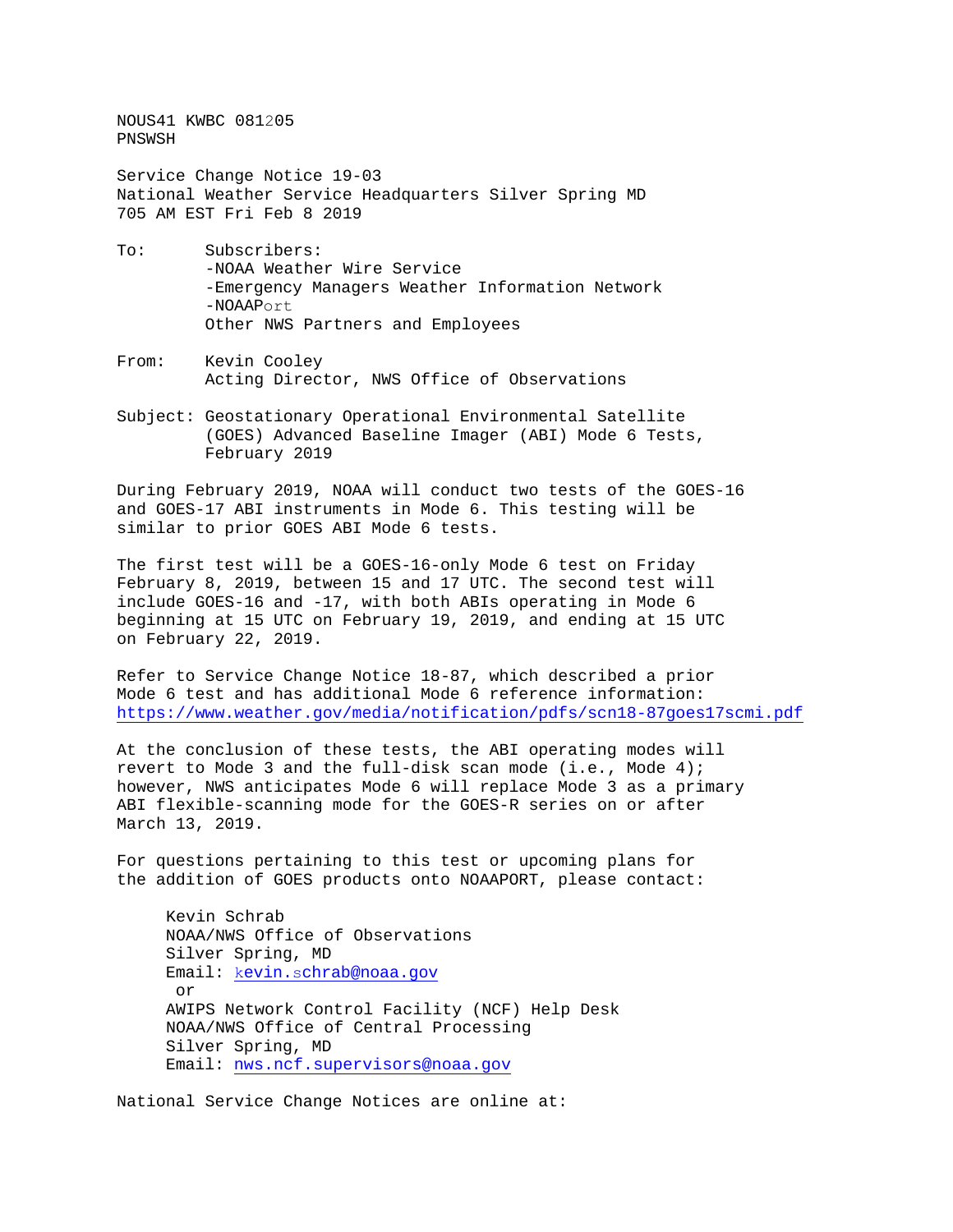NOUS41 KWBC 081205
PNSWSH

Service Change Notice 19-03
National Weather Service Headquarters Silver Spring MD
705 AM EST Fri Feb 8 2019

To: Subscribers:
-NOAA Weather Wire Service
-Emergency Managers Weather Information Network
-NOAAPort
Other NWS Partners and Employees

From: Kevin Cooley
Acting Director, NWS Office of Observations

Subject: Geostationary Operational Environmental Satellite (GOES) Advanced Baseline Imager (ABI) Mode 6 Tests, February 2019

During February 2019, NOAA will conduct two tests of the GOES-16 and GOES-17 ABI instruments in Mode 6. This testing will be similar to prior GOES ABI Mode 6 tests.

The first test will be a GOES-16-only Mode 6 test on Friday February 8, 2019, between 15 and 17 UTC. The second test will include GOES-16 and -17, with both ABIs operating in Mode 6 beginning at 15 UTC on February 19, 2019, and ending at 15 UTC on February 22, 2019.

Refer to Service Change Notice 18-87, which described a prior Mode 6 test and has additional Mode 6 reference information:
https://www.weather.gov/media/notification/pdfs/scn18-87goes17scmi.pdf

At the conclusion of these tests, the ABI operating modes will revert to Mode 3 and the full-disk scan mode (i.e., Mode 4); however, NWS anticipates Mode 6 will replace Mode 3 as a primary ABI flexible-scanning mode for the GOES-R series on or after March 13, 2019.

For questions pertaining to this test or upcoming plans for the addition of GOES products onto NOAAPORT, please contact:

Kevin Schrab
NOAA/NWS Office of Observations
Silver Spring, MD
Email: kevin.schrab@noaa.gov
or
AWIPS Network Control Facility (NCF) Help Desk
NOAA/NWS Office of Central Processing
Silver Spring, MD
Email: nws.ncf.supervisors@noaa.gov

National Service Change Notices are online at: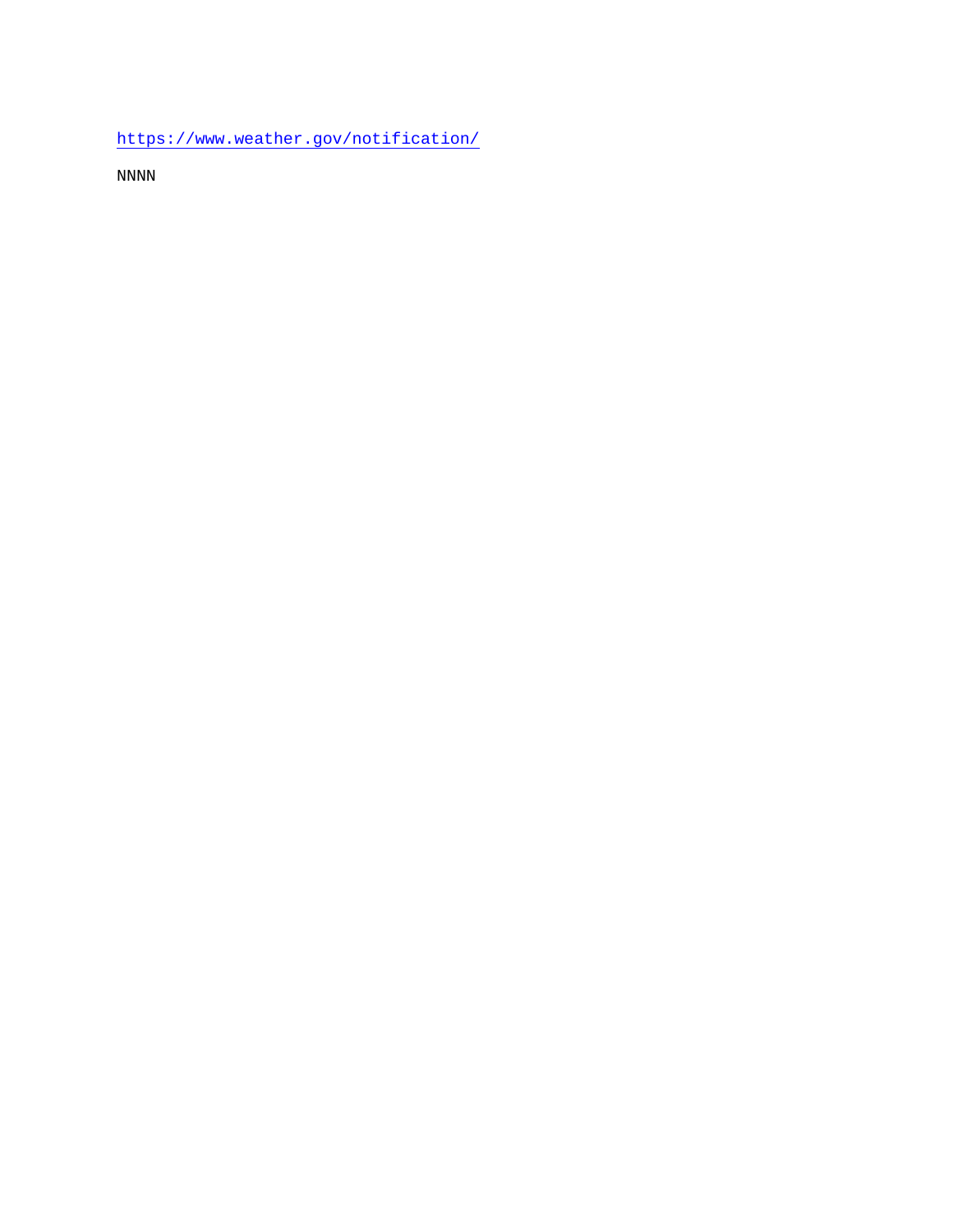https://www.weather.gov/notification/

NNNN